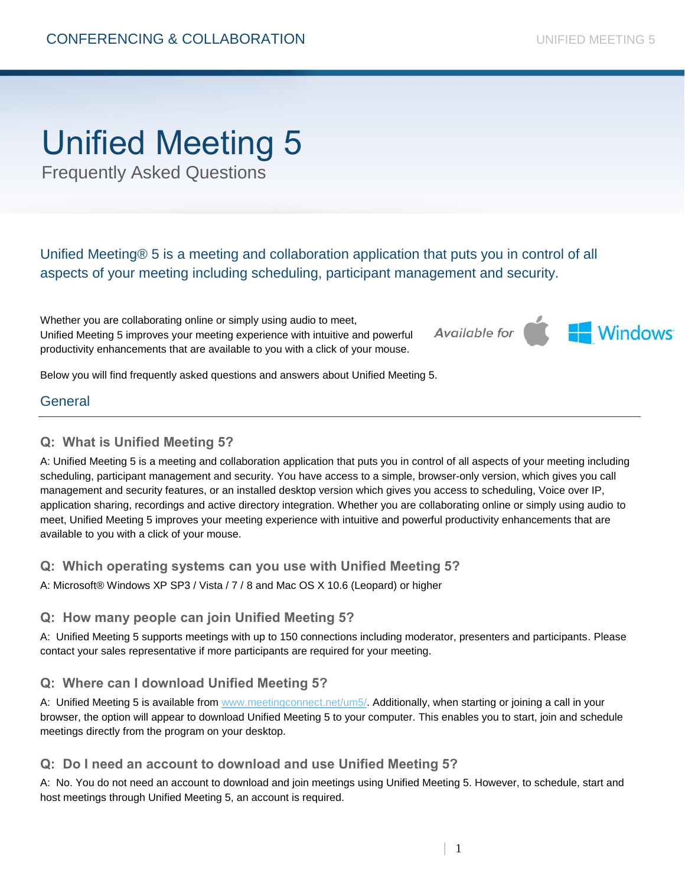# Unified Meeting 5

Frequently Asked Questions

Unified Meeting® 5 is a meeting and collaboration application that puts you in control of all aspects of your meeting including scheduling, participant management and security.

Whether you are collaborating online or simply using audio to meet, Unified Meeting 5 improves your meeting experience with intuitive and powerful productivity enhancements that are available to you with a click of your mouse.

Available for Windows

Below you will find frequently asked questions and answers about Unified Meeting 5.

## General

### Q: What is Unified Meeting 5?

A: Unified Meeting 5 is a meeting and collaboration application that puts you in control of all aspects of your meeting including scheduling, participant management and security. You have access to a simple, browser-only version, which gives you call management and security features, or an installed desktop version which gives you access to scheduling, Voice over IP, application sharing, recordings and active directory integration. Whether you are collaborating online or simply using audio to meet, Unified Meeting 5 improves your meeting experience with intuitive and powerful productivity enhancements that are available to you with a click of your mouse.

### Q: Which operating systems can you use with Unified Meeting 5?

A: Microsoft® Windows XP SP3 / Vista / 7 / 8 and Mac OS X 10.6 (Leopard) or higher

### Q: How many people can join Unified Meeting 5?

A: Unified Meeting 5 supports meetings with up to 150 connections including moderator, presenters and participants. Please contact your sales representative if more participants are required for your meeting.

### Q: Where can I download Unified Meeting 5?

A: Unified Meeting 5 is available from www.meetingconnect.net/um5/. Additionally, when starting or joining a call in your browser, the option will appear to download Unified Meeting 5 to your computer. This enables you to start, join and schedule meetings directly from the program on your desktop.

### Q: Do I need an account to download and use Unified Meeting 5?

A: No. You do not need an account to download and join meetings using Unified Meeting 5. However, to schedule, start and host meetings through Unified Meeting 5, an account is required.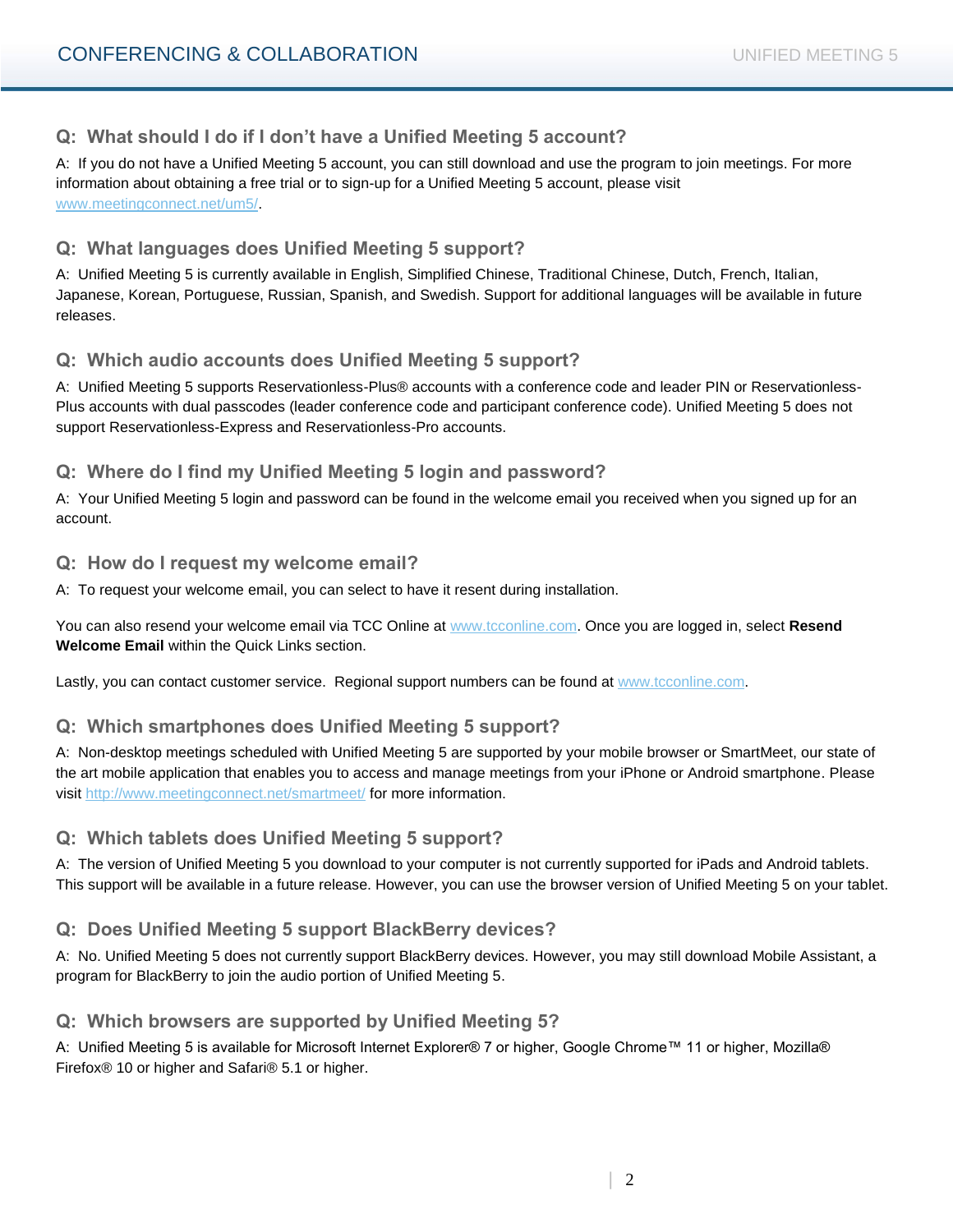### Q: What should I do if I don't have a Unified Meeting 5 account?

A: If you do not have a Unified Meeting 5 account, you can still download and use the program to join meetings. For more information about obtaining a free trial or to sign-up for a Unified Meeting 5 account, please visit www.meetingconnect.net/um5/.

### Q: What languages does Unified Meeting 5 support?

A: Unified Meeting 5 is currently available in English, Simplified Chinese, Traditional Chinese, Dutch, French, Italian, Japanese, Korean, Portuguese, Russian, Spanish, and Swedish. Support for additional languages will be available in future releases.

### Q: Which audio accounts does Unified Meeting 5 support?

A: Unified Meeting 5 supports Reservationless-Plus® accounts with a conference code and leader PIN or Reservationless-Plus accounts with dual passcodes (leader conference code and participant conference code). Unified Meeting 5 does not support Reservationless-Express and Reservationless-Pro accounts.

### Q: Where do I find my Unified Meeting 5 login and password?

A: Your Unified Meeting 5 login and password can be found in the welcome email you received when you signed up for an account.

### Q: How do I request my welcome email?

A: To request your welcome email, you can select to have it resent during installation.

You can also resend your welcome email via TCC Online at www.tcconline.com. Once you are logged in, select **Resend Welcome Email** within the Quick Links section.

Lastly, you can contact customer service. Regional support numbers can be found at www.tcconline.com.

### Q: Which smartphones does Unified Meeting 5 support?

A: Non-desktop meetings scheduled with Unified Meeting 5 are supported by your mobile browser or SmartMeet, our state of the art mobile application that enables you to access and manage meetings from your iPhone or Android smartphone. Please visit http://www.meetingconnect.net/smartmeet/ for more information.

### Q: Which tablets does Unified Meeting 5 support?

A: The version of Unified Meeting 5 you download to your computer is not currently supported for iPads and Android tablets. This support will be available in a future release. However, you can use the browser version of Unified Meeting 5 on your tablet.

### Q: Does Unified Meeting 5 support BlackBerry devices?

A: No. Unified Meeting 5 does not currently support BlackBerry devices. However, you may still download Mobile Assistant, a program for BlackBerry to join the audio portion of Unified Meeting 5.

### Q: Which browsers are supported by Unified Meeting 5?

A: Unified Meeting 5 is available for Microsoft Internet Explorer® 7 or higher, Google Chrome™ 11 or higher, Mozilla® Firefox® 10 or higher and Safari® 5.1 or higher.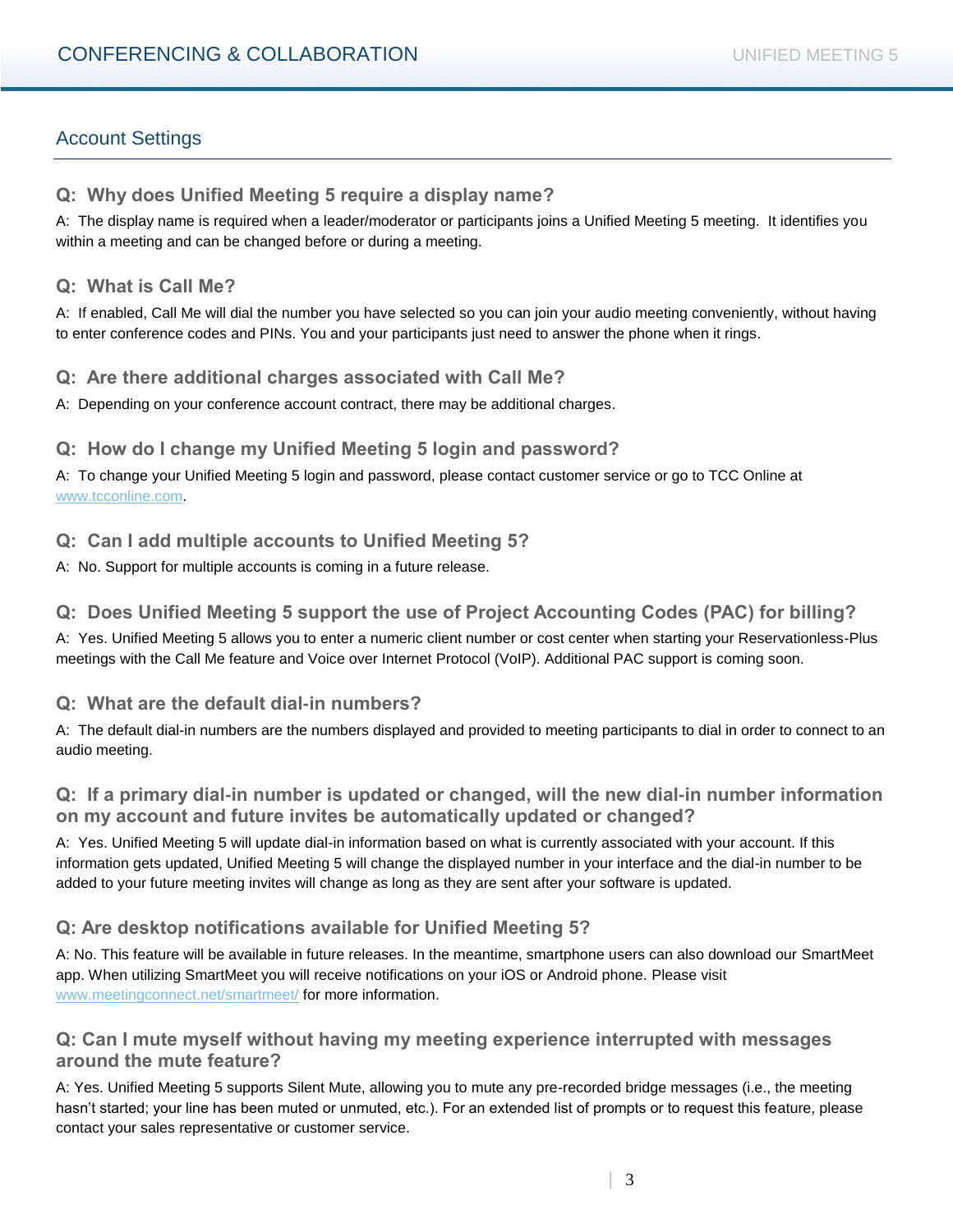## Account Settings

### Q: Why does Unified Meeting 5 require a display name?

A: The display name is required when a leader/moderator or participants joins a Unified Meeting 5 meeting. It identifies you within a meeting and can be changed before or during a meeting.

### Q: What is Call Me?

A: If enabled, Call Me will dial the number you have selected so you can join your audio meeting conveniently, without having to enter conference codes and PINs. You and your participants just need to answer the phone when it rings.

### Q: Are there additional charges associated with Call Me?

A: Depending on your conference account contract, there may be additional charges.

### Q: How do I change my Unified Meeting 5 login and password?

A: To change your Unified Meeting 5 login and password, please contact customer service or go to TCC Online at www.tcconline.com.

### Q: Can I add multiple accounts to Unified Meeting 5?

A: No. Support for multiple accounts is coming in a future release.

### Q: Does Unified Meeting 5 support the use of Project Accounting Codes (PAC) for billing?

A: Yes. Unified Meeting 5 allows you to enter a numeric client number or cost center when starting your Reservationless-Plus meetings with the Call Me feature and Voice over Internet Protocol (VoIP). Additional PAC support is coming soon.

### Q: What are the default dial-in numbers?

A: The default dial-in numbers are the numbers displayed and provided to meeting participants to dial in order to connect to an audio meeting.

### Q: If a primary dial-in number is updated or changed, will the new dial-in number information on my account and future invites be automatically updated or changed?

A: Yes. Unified Meeting 5 will update dial-in information based on what is currently associated with your account. If this information gets updated, Unified Meeting 5 will change the displayed number in your interface and the dial-in number to be added to your future meeting invites will change as long as they are sent after your software is updated.

### Q: Are desktop notifications available for Unified Meeting 5?

A: No. This feature will be available in future releases. In the meantime, smartphone users can also download our SmartMeet app. When utilizing SmartMeet you will receive notifications on your iOS or Android phone. Please visit www.meetingconnect.net/smartmeet/ for more information.

### Q: Can I mute myself without having my meeting experience interrupted with messages around the mute feature?

A: Yes. Unified Meeting 5 supports Silent Mute, allowing you to mute any pre-recorded bridge messages (i.e., the meeting hasn't started; your line has been muted or unmuted, etc.). For an extended list of prompts or to request this feature, please contact your sales representative or customer service.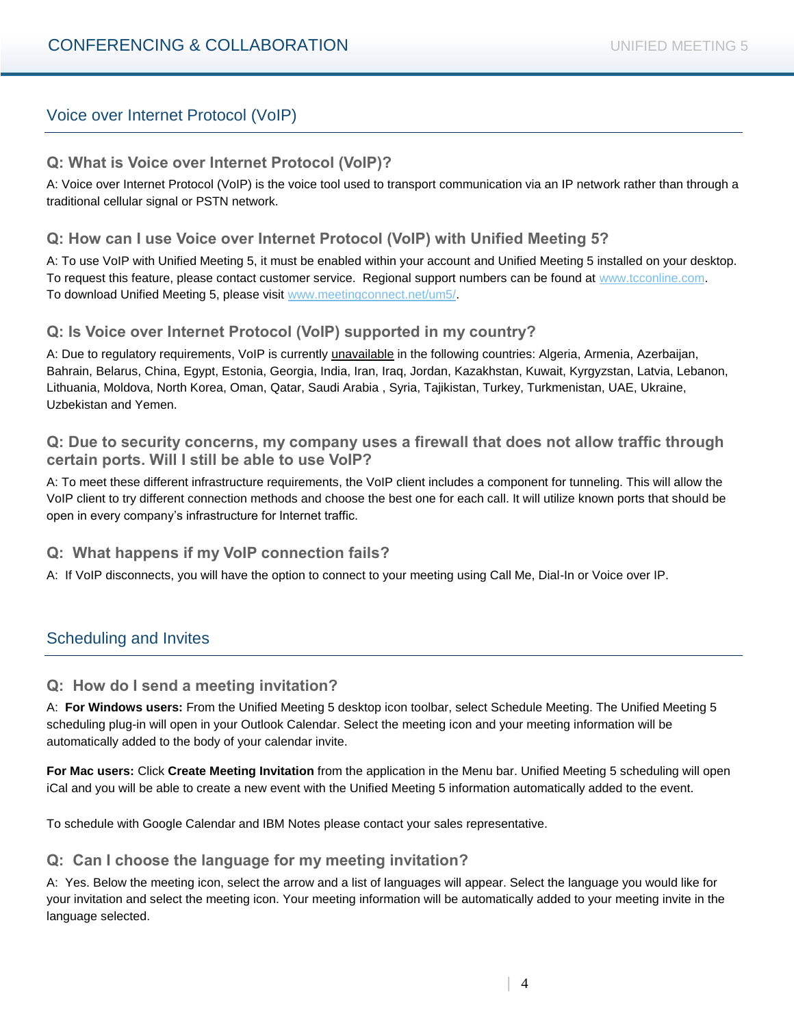## Voice over Internet Protocol (VoIP)

### Q: What is Voice over Internet Protocol (VoIP)?

A: Voice over Internet Protocol (VoIP) is the voice tool used to transport communication via an IP network rather than through a traditional cellular signal or PSTN network.

### Q: How can I use Voice over Internet Protocol (VoIP) with Unified Meeting 5?

A: To use VoIP with Unified Meeting 5, it must be enabled within your account and Unified Meeting 5 installed on your desktop. To request this feature, please contact customer service. Regional support numbers can be found at www.tcconline.com. To download Unified Meeting 5, please visit www.meetingconnect.net/um5/.

### Q: Is Voice over Internet Protocol (VoIP) supported in my country?

A: Due to regulatory requirements, VoIP is currently unavailable in the following countries: Algeria, Armenia, Azerbaijan, Bahrain, Belarus, China, Egypt, Estonia, Georgia, India, Iran, Iraq, Jordan, Kazakhstan, Kuwait, Kyrgyzstan, Latvia, Lebanon, Lithuania, Moldova, North Korea, Oman, Qatar, Saudi Arabia , Syria, Tajikistan, Turkey, Turkmenistan, UAE, Ukraine, Uzbekistan and Yemen.

### Q: Due to security concerns, my company uses a firewall that does not allow traffic through certain ports. Will I still be able to use VoIP?

A: To meet these different infrastructure requirements, the VoIP client includes a component for tunneling. This will allow the VoIP client to try different connection methods and choose the best one for each call. It will utilize known ports that should be open in every company's infrastructure for Internet traffic.

### Q: What happens if my VoIP connection fails?

A: If VoIP disconnects, you will have the option to connect to your meeting using Call Me, Dial-In or Voice over IP.

## Scheduling and Invites

### Q: How do I send a meeting invitation?

A: **For Windows users:** From the Unified Meeting 5 desktop icon toolbar, select Schedule Meeting. The Unified Meeting 5 scheduling plug-in will open in your Outlook Calendar. Select the meeting icon and your meeting information will be automatically added to the body of your calendar invite.

**For Mac users:** Click **Create Meeting Invitation** from the application in the Menu bar. Unified Meeting 5 scheduling will open iCal and you will be able to create a new event with the Unified Meeting 5 information automatically added to the event.

To schedule with Google Calendar and IBM Notes please contact your sales representative.

### Q: Can I choose the language for my meeting invitation?

A: Yes. Below the meeting icon, select the arrow and a list of languages will appear. Select the language you would like for your invitation and select the meeting icon. Your meeting information will be automatically added to your meeting invite in the language selected.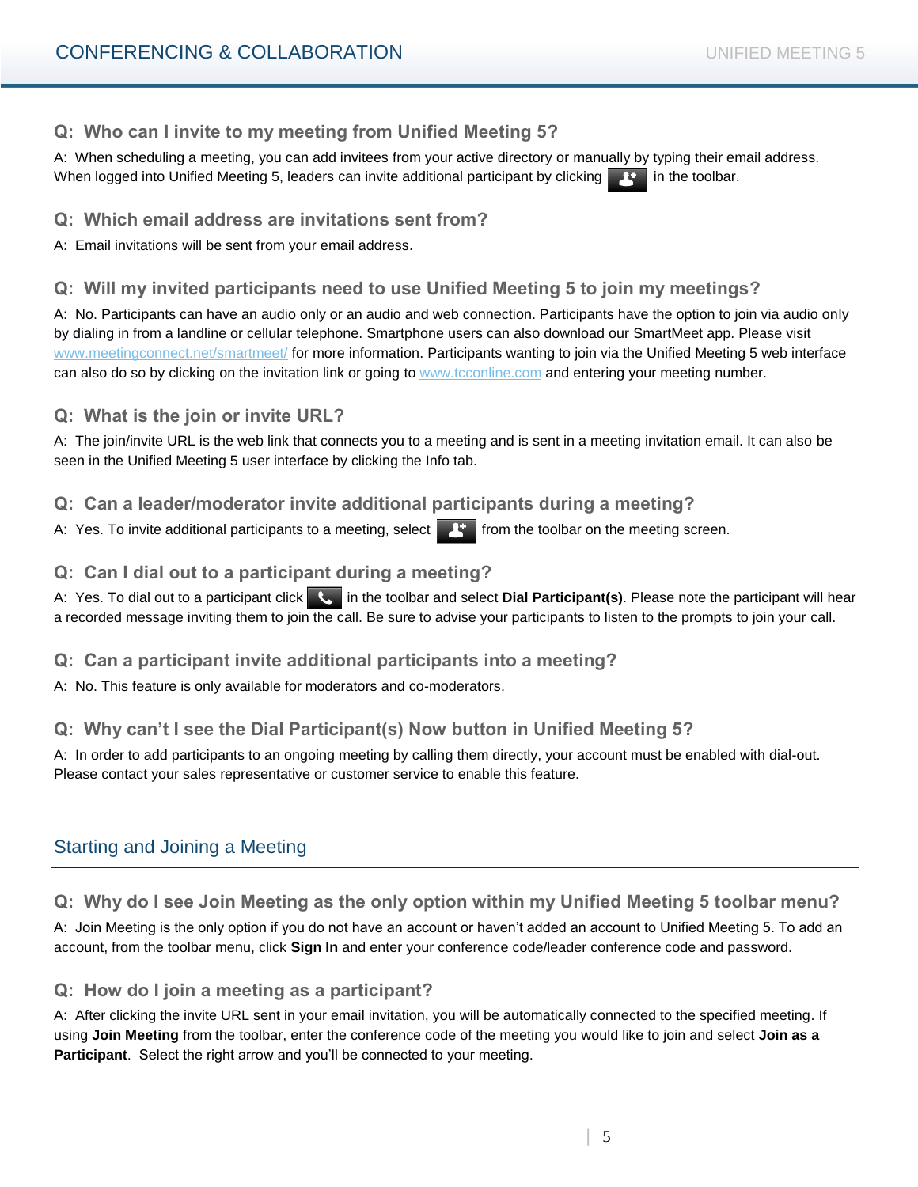### Q: Who can I invite to my meeting from Unified Meeting 5?

A: When scheduling a meeting, you can add invitees from your active directory or manually by typing their email address. When logged into Unified Meeting 5, leaders can invite additional participant by clicking in the toolbar.

### Q: Which email address are invitations sent from?

A: Email invitations will be sent from your email address.

### Q: Will my invited participants need to use Unified Meeting 5 to join my meetings?

A: No. Participants can have an audio only or an audio and web connection. Participants have the option to join via audio only by dialing in from a landline or cellular telephone. Smartphone users can also download our SmartMeet app. Please visit www.meetingconnect.net/smartmeet/ for more information. Participants wanting to join via the Unified Meeting 5 web interface can also do so by clicking on the invitation link or going to www.tcconline.com and entering your meeting number.

### Q: What is the join or invite URL?

A: The join/invite URL is the web link that connects you to a meeting and is sent in a meeting invitation email. It can also be seen in the Unified Meeting 5 user interface by clicking the Info tab.

### Q: Can a leader/moderator invite additional participants during a meeting?

A: Yes. To invite additional participants to a meeting, select from the toolbar on the meeting screen.

### Q: Can I dial out to a participant during a meeting?

A: Yes. To dial out to a participant click in the toolbar and select **Dial Participant(s)**. Please note the participant will hear a recorded message inviting them to join the call. Be sure to advise your participants to listen to the prompts to join your call.

### Q: Can a participant invite additional participants into a meeting?

A: No. This feature is only available for moderators and co-moderators.

### Q: Why can't I see the Dial Participant(s) Now button in Unified Meeting 5?

A: In order to add participants to an ongoing meeting by calling them directly, your account must be enabled with dial-out. Please contact your sales representative or customer service to enable this feature.

## Starting and Joining a Meeting

### Q: Why do I see Join Meeting as the only option within my Unified Meeting 5 toolbar menu?

A: Join Meeting is the only option if you do not have an account or haven't added an account to Unified Meeting 5. To add an account, from the toolbar menu, click **Sign In** and enter your conference code/leader conference code and password.

### Q: How do I join a meeting as a participant?

A: After clicking the invite URL sent in your email invitation, you will be automatically connected to the specified meeting. If using **Join Meeting** from the toolbar, enter the conference code of the meeting you would like to join and select **Join as a Participant**. Select the right arrow and you'll be connected to your meeting.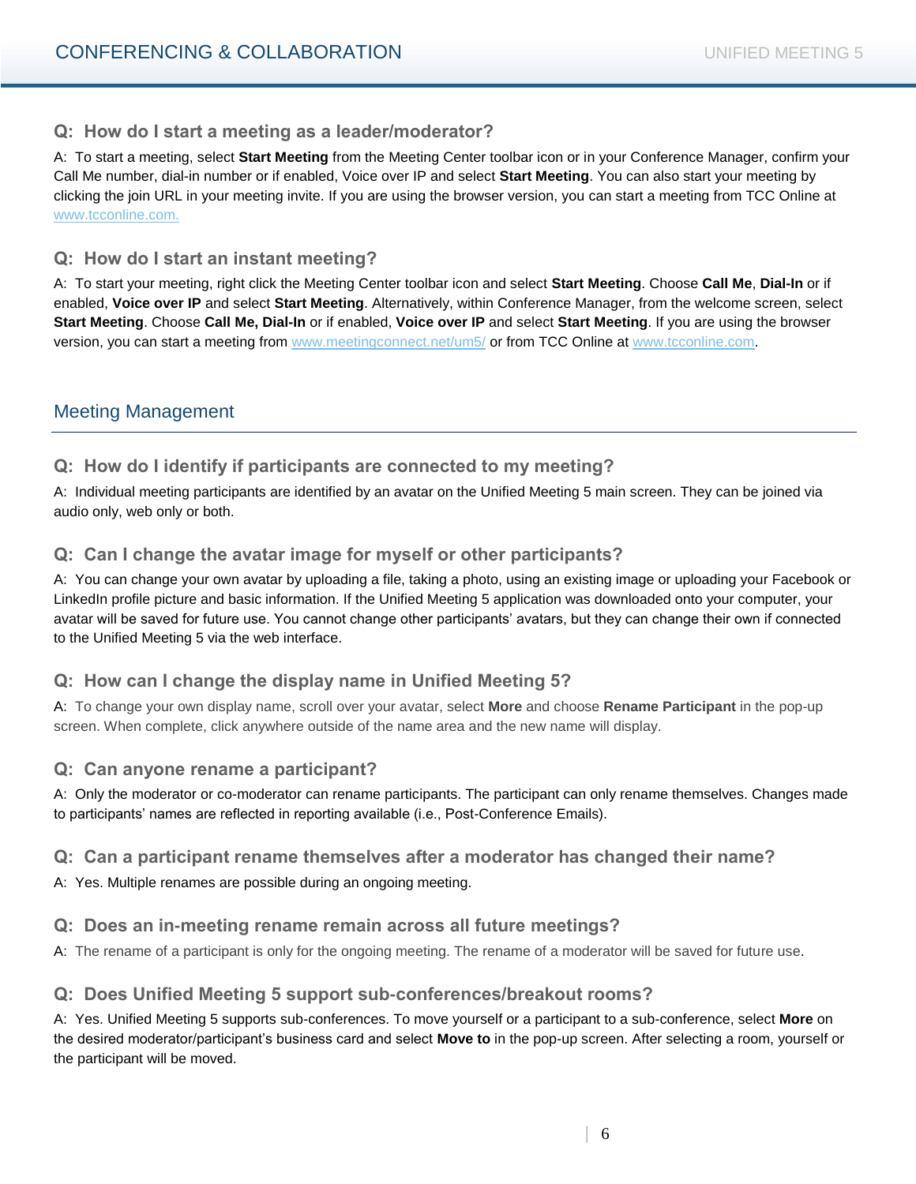### Q: How do I start a meeting as a leader/moderator?

A: To start a meeting, select **Start Meeting** from the Meeting Center toolbar icon or in your Conference Manager, confirm your Call Me number, dial-in number or if enabled, Voice over IP and select **Start Meeting**. You can also start your meeting by clicking the join URL in your meeting invite. If you are using the browser version, you can start a meeting from TCC Online at www.tcconline.com.

### Q: How do I start an instant meeting?

A: To start your meeting, right click the Meeting Center toolbar icon and select **Start Meeting**. Choose **Call Me**, **Dial-In** or if enabled, **Voice over IP** and select **Start Meeting**. Alternatively, within Conference Manager, from the welcome screen, select **Start Meeting**. Choose **Call Me, Dial-In** or if enabled, **Voice over IP** and select **Start Meeting**. If you are using the browser version, you can start a meeting from www.meetingconnect.net/um5/ or from TCC Online at www.tcconline.com.

## Meeting Management

### Q: How do I identify if participants are connected to my meeting?

A: Individual meeting participants are identified by an avatar on the Unified Meeting 5 main screen. They can be joined via audio only, web only or both.

### Q: Can I change the avatar image for myself or other participants?

A: You can change your own avatar by uploading a file, taking a photo, using an existing image or uploading your Facebook or LinkedIn profile picture and basic information. If the Unified Meeting 5 application was downloaded onto your computer, your avatar will be saved for future use. You cannot change other participants' avatars, but they can change their own if connected to the Unified Meeting 5 via the web interface.

### Q: How can I change the display name in Unified Meeting 5?

A: To change your own display name, scroll over your avatar, select **More** and choose **Rename Participant** in the pop-up screen. When complete, click anywhere outside of the name area and the new name will display.

### Q: Can anyone rename a participant?

A: Only the moderator or co-moderator can rename participants. The participant can only rename themselves. Changes made to participants' names are reflected in reporting available (i.e., Post-Conference Emails).

### Q: Can a participant rename themselves after a moderator has changed their name?

A: Yes. Multiple renames are possible during an ongoing meeting.

### Q: Does an in-meeting rename remain across all future meetings?

A: The rename of a participant is only for the ongoing meeting. The rename of a moderator will be saved for future use.

### Q: Does Unified Meeting 5 support sub-conferences/breakout rooms?

A: Yes. Unified Meeting 5 supports sub-conferences. To move yourself or a participant to a sub-conference, select **More** on the desired moderator/participant's business card and select **Move to** in the pop-up screen. After selecting a room, yourself or the participant will be moved.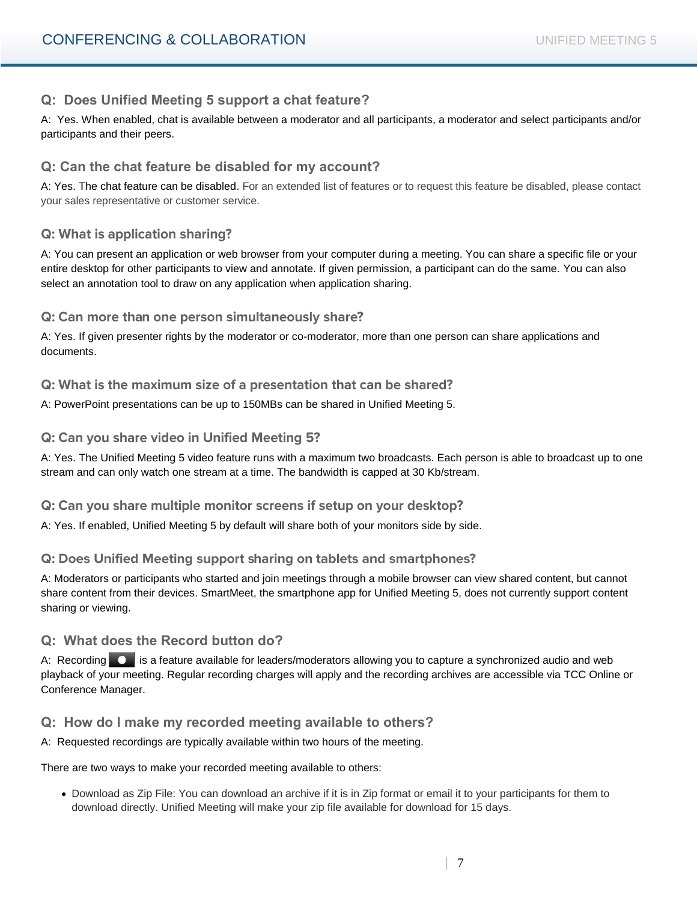### Q: Does Unified Meeting 5 support a chat feature?

A: Yes. When enabled, chat is available between a moderator and all participants, a moderator and select participants and/or participants and their peers.

### Q: Can the chat feature be disabled for my account?

A: Yes. The chat feature can be disabled. For an extended list of features or to request this feature be disabled, please contact your sales representative or customer service.

### Q: What is application sharing?

A: You can present an application or web browser from your computer during a meeting. You can share a specific file or your entire desktop for other participants to view and annotate. If given permission, a participant can do the same. You can also select an annotation tool to draw on any application when application sharing.

### Q: Can more than one person simultaneously share?

A: Yes. If given presenter rights by the moderator or co-moderator, more than one person can share applications and documents.

### Q: What is the maximum size of a presentation that can be shared?

A: PowerPoint presentations can be up to 150MBs can be shared in Unified Meeting 5.

### Q: Can you share video in Unified Meeting 5?

A: Yes. The Unified Meeting 5 video feature runs with a maximum two broadcasts. Each person is able to broadcast up to one stream and can only watch one stream at a time. The bandwidth is capped at 30 Kb/stream.

### Q: Can you share multiple monitor screens if setup on your desktop?

A: Yes. If enabled, Unified Meeting 5 by default will share both of your monitors side by side.

### Q: Does Unified Meeting support sharing on tablets and smartphones?

A: Moderators or participants who started and join meetings through a mobile browser can view shared content, but cannot share content from their devices. SmartMeet, the smartphone app for Unified Meeting 5, does not currently support content sharing or viewing.

### Q: What does the Record button do?

A: Recording is a feature available for leaders/moderators allowing you to capture a synchronized audio and web playback of your meeting. Regular recording charges will apply and the recording archives are accessible via TCC Online or Conference Manager.

### Q: How do I make my recorded meeting available to others?

A: Requested recordings are typically available within two hours of the meeting.

There are two ways to make your recorded meeting available to others:

- Download as Zip File: You can download an archive if it is in Zip format or email it to your participants for them to download directly. Unified Meeting will make your zip file available for download for 15 days.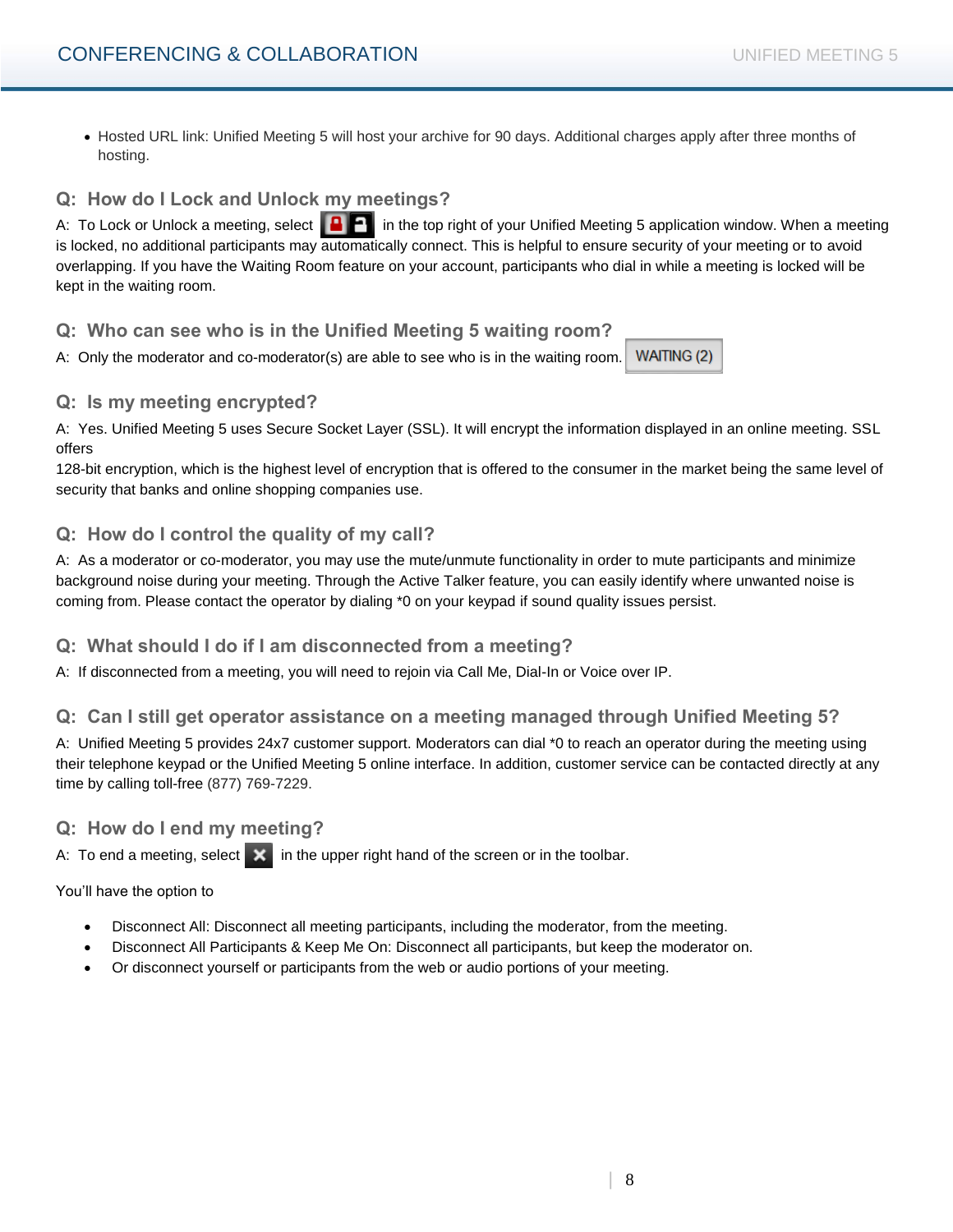- Hosted URL link: Unified Meeting 5 will host your archive for 90 days. Additional charges apply after three months of hosting.

## Q: How do I Lock and Unlock my meetings?

A: To Lock or Unlock a meeting, select in the top right of your Unified Meeting 5 application window. When a meeting is locked, no additional participants may automatically connect. This is helpful to ensure security of your meeting or to avoid overlapping. If you have the Waiting Room feature on your account, participants who dial in while a meeting is locked will be kept in the waiting room.

## Q: Who can see who is in the Unified Meeting 5 waiting room?

A: Only the moderator and co-moderator(s) are able to see who is in the waiting room. WAITING (2)

## Q: Is my meeting encrypted?

A: Yes. Unified Meeting 5 uses Secure Socket Layer (SSL). It will encrypt the information displayed in an online meeting. SSL offers
128-bit encryption, which is the highest level of encryption that is offered to the consumer in the market being the same level of security that banks and online shopping companies use.

## Q: How do I control the quality of my call?

A: As a moderator or co-moderator, you may use the mute/unmute functionality in order to mute participants and minimize background noise during your meeting. Through the Active Talker feature, you can easily identify where unwanted noise is coming from. Please contact the operator by dialing *0 on your keypad if sound quality issues persist.

## Q: What should I do if I am disconnected from a meeting?

A: If disconnected from a meeting, you will need to rejoin via Call Me, Dial-In or Voice over IP.

## Q: Can I still get operator assistance on a meeting managed through Unified Meeting 5?

A: Unified Meeting 5 provides 24x7 customer support. Moderators can dial *0 to reach an operator during the meeting using their telephone keypad or the Unified Meeting 5 online interface. In addition, customer service can be contacted directly at any time by calling toll-free (877) 769-7229.

## Q: How do I end my meeting?

A: To end a meeting, select in the upper right hand of the screen or in the toolbar.

You'll have the option to

- Disconnect All: Disconnect all meeting participants, including the moderator, from the meeting.
- Disconnect All Participants & Keep Me On: Disconnect all participants, but keep the moderator on.
- Or disconnect yourself or participants from the web or audio portions of your meeting.